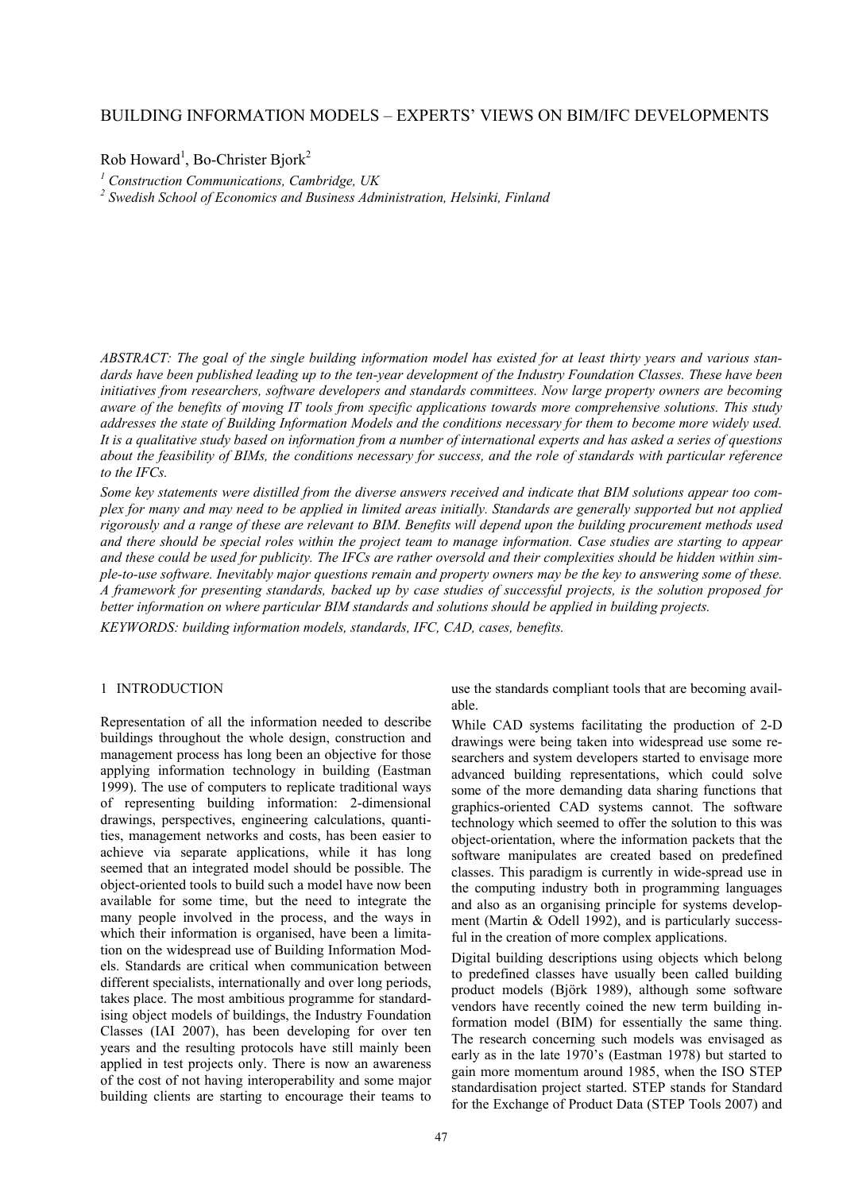# BUILDING INFORMATION MODELS – EXPERTS' VIEWS ON BIM/IFC DEVELOPMENTS

Rob Howard[1], Bo-Christer Bjork[2]

[1] *Construction Communications, Cambridge, UK*

[2] *Swedish School of Economics and Business Administration, Helsinki, Finland*

*ABSTRACT: The goal of the single building information model has existed for at least thirty years and various standards have been published leading up to the ten-year development of the Industry Foundation Classes. These have been initiatives from researchers, software developers and standards committees. Now large property owners are becoming aware of the benefits of moving IT tools from specific applications towards more comprehensive solutions. This study addresses the state of Building Information Models and the conditions necessary for them to become more widely used. It is a qualitative study based on information from a number of international experts and has asked a series of questions about the feasibility of BIMs, the conditions necessary for success, and the role of standards with particular reference to the IFCs.*

*Some key statements were distilled from the diverse answers received and indicate that BIM solutions appear too complex for many and may need to be applied in limited areas initially. Standards are generally supported but not applied rigorously and a range of these are relevant to BIM. Benefits will depend upon the building procurement methods used and there should be special roles within the project team to manage information. Case studies are starting to appear and these could be used for publicity. The IFCs are rather oversold and their complexities should be hidden within simple-to-use software. Inevitably major questions remain and property owners may be the key to answering some of these. A framework for presenting standards, backed up by case studies of successful projects, is the solution proposed for better information on where particular BIM standards and solutions should be applied in building projects.*

*KEYWORDS: building information models, standards, IFC, CAD, cases, benefits.*

## 1 INTRODUCTION

Representation of all the information needed to describe buildings throughout the whole design, construction and management process has long been an objective for those applying information technology in building (Eastman 1999). The use of computers to replicate traditional ways of representing building information: 2-dimensional drawings, perspectives, engineering calculations, quantities, management networks and costs, has been easier to achieve via separate applications, while it has long seemed that an integrated model should be possible. The object-oriented tools to build such a model have now been available for some time, but the need to integrate the many people involved in the process, and the ways in which their information is organised, have been a limitation on the widespread use of Building Information Models. Standards are critical when communication between different specialists, internationally and over long periods, takes place. The most ambitious programme for standardising object models of buildings, the Industry Foundation Classes (IAI 2007), has been developing for over ten years and the resulting protocols have still mainly been applied in test projects only. There is now an awareness of the cost of not having interoperability and some major building clients are starting to encourage their teams to use the standards compliant tools that are becoming available.

While CAD systems facilitating the production of 2-D drawings were being taken into widespread use some researchers and system developers started to envisage more advanced building representations, which could solve some of the more demanding data sharing functions that graphics-oriented CAD systems cannot. The software technology which seemed to offer the solution to this was object-orientation, where the information packets that the software manipulates are created based on predefined classes. This paradigm is currently in wide-spread use in the computing industry both in programming languages and also as an organising principle for systems development (Martin & Odell 1992), and is particularly successful in the creation of more complex applications.

Digital building descriptions using objects which belong to predefined classes have usually been called building product models (Björk 1989), although some software vendors have recently coined the new term building information model (BIM) for essentially the same thing. The research concerning such models was envisaged as early as in the late 1970's (Eastman 1978) but started to gain more momentum around 1985, when the ISO STEP standardisation project started. STEP stands for Standard for the Exchange of Product Data (STEP Tools 2007) and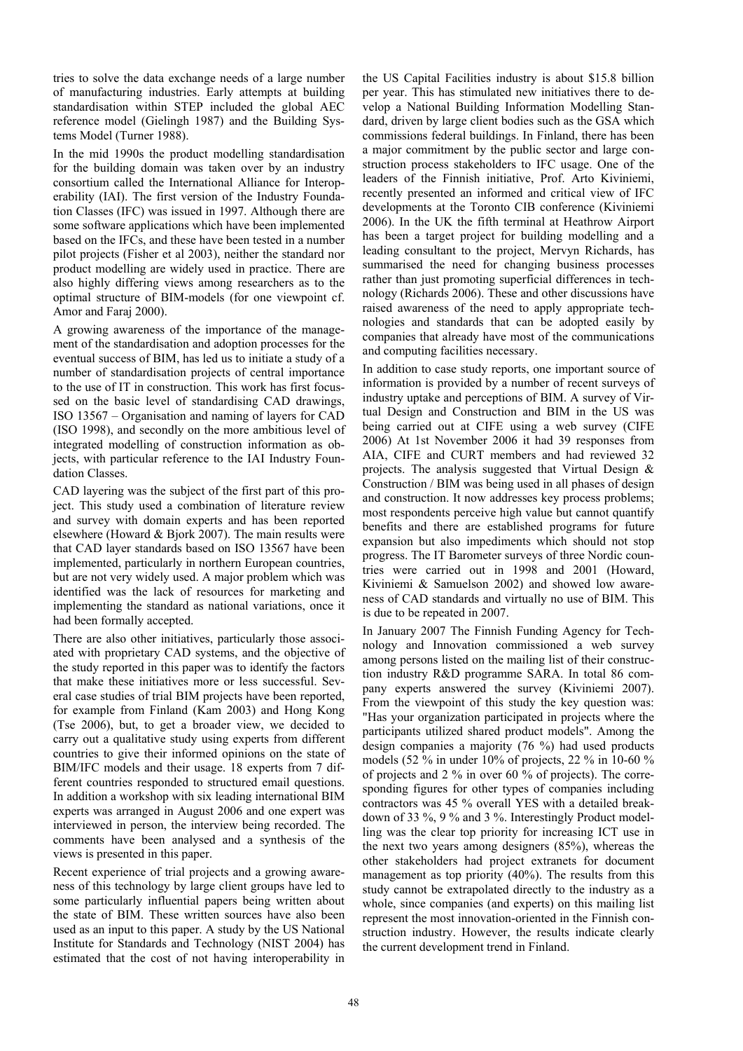tries to solve the data exchange needs of a large number of manufacturing industries. Early attempts at building standardisation within STEP included the global AEC reference model (Gielingh 1987) and the Building Systems Model (Turner 1988).

In the mid 1990s the product modelling standardisation for the building domain was taken over by an industry consortium called the International Alliance for Interoperability (IAI). The first version of the Industry Foundation Classes (IFC) was issued in 1997. Although there are some software applications which have been implemented based on the IFCs, and these have been tested in a number pilot projects (Fisher et al 2003), neither the standard nor product modelling are widely used in practice. There are also highly differing views among researchers as to the optimal structure of BIM-models (for one viewpoint cf. Amor and Faraj 2000).

A growing awareness of the importance of the management of the standardisation and adoption processes for the eventual success of BIM, has led us to initiate a study of a number of standardisation projects of central importance to the use of IT in construction. This work has first focussed on the basic level of standardising CAD drawings, ISO 13567 – Organisation and naming of layers for CAD (ISO 1998), and secondly on the more ambitious level of integrated modelling of construction information as objects, with particular reference to the IAI Industry Foundation Classes.

CAD layering was the subject of the first part of this project. This study used a combination of literature review and survey with domain experts and has been reported elsewhere (Howard & Bjork 2007). The main results were that CAD layer standards based on ISO 13567 have been implemented, particularly in northern European countries, but are not very widely used. A major problem which was identified was the lack of resources for marketing and implementing the standard as national variations, once it had been formally accepted.

There are also other initiatives, particularly those associated with proprietary CAD systems, and the objective of the study reported in this paper was to identify the factors that make these initiatives more or less successful. Several case studies of trial BIM projects have been reported, for example from Finland (Kam 2003) and Hong Kong (Tse 2006), but, to get a broader view, we decided to carry out a qualitative study using experts from different countries to give their informed opinions on the state of BIM/IFC models and their usage. 18 experts from 7 different countries responded to structured email questions. In addition a workshop with six leading international BIM experts was arranged in August 2006 and one expert was interviewed in person, the interview being recorded. The comments have been analysed and a synthesis of the views is presented in this paper.

Recent experience of trial projects and a growing awareness of this technology by large client groups have led to some particularly influential papers being written about the state of BIM. These written sources have also been used as an input to this paper. A study by the US National Institute for Standards and Technology (NIST 2004) has estimated that the cost of not having interoperability in the US Capital Facilities industry is about $15.8 billion per year. This has stimulated new initiatives there to develop a National Building Information Modelling Standard, driven by large client bodies such as the GSA which commissions federal buildings. In Finland, there has been a major commitment by the public sector and large construction process stakeholders to IFC usage. One of the leaders of the Finnish initiative, Prof. Arto Kiviniemi, recently presented an informed and critical view of IFC developments at the Toronto CIB conference (Kiviniemi 2006). In the UK the fifth terminal at Heathrow Airport has been a target project for building modelling and a leading consultant to the project, Mervyn Richards, has summarised the need for changing business processes rather than just promoting superficial differences in technology (Richards 2006). These and other discussions have raised awareness of the need to apply appropriate technologies and standards that can be adopted easily by companies that already have most of the communications and computing facilities necessary.

In addition to case study reports, one important source of information is provided by a number of recent surveys of industry uptake and perceptions of BIM. A survey of Virtual Design and Construction and BIM in the US was being carried out at CIFE using a web survey (CIFE 2006) At 1st November 2006 it had 39 responses from AIA, CIFE and CURT members and had reviewed 32 projects. The analysis suggested that Virtual Design & Construction / BIM was being used in all phases of design and construction. It now addresses key process problems; most respondents perceive high value but cannot quantify benefits and there are established programs for future expansion but also impediments which should not stop progress. The IT Barometer surveys of three Nordic countries were carried out in 1998 and 2001 (Howard, Kiviniemi & Samuelson 2002) and showed low awareness of CAD standards and virtually no use of BIM. This is due to be repeated in 2007.

In January 2007 The Finnish Funding Agency for Technology and Innovation commissioned a web survey among persons listed on the mailing list of their construction industry R&D programme SARA. In total 86 company experts answered the survey (Kiviniemi 2007). From the viewpoint of this study the key question was: "Has your organization participated in projects where the participants utilized shared product models". Among the design companies a majority (76 %) had used products models (52 % in under 10% of projects, 22 % in 10-60 % of projects and 2 % in over 60 % of projects). The corresponding figures for other types of companies including contractors was 45 % overall YES with a detailed breakdown of 33 %, 9 % and 3 %. Interestingly Product modelling was the clear top priority for increasing ICT use in the next two years among designers (85%), whereas the other stakeholders had project extranets for document management as top priority (40%). The results from this study cannot be extrapolated directly to the industry as a whole, since companies (and experts) on this mailing list represent the most innovation-oriented in the Finnish construction industry. However, the results indicate clearly the current development trend in Finland.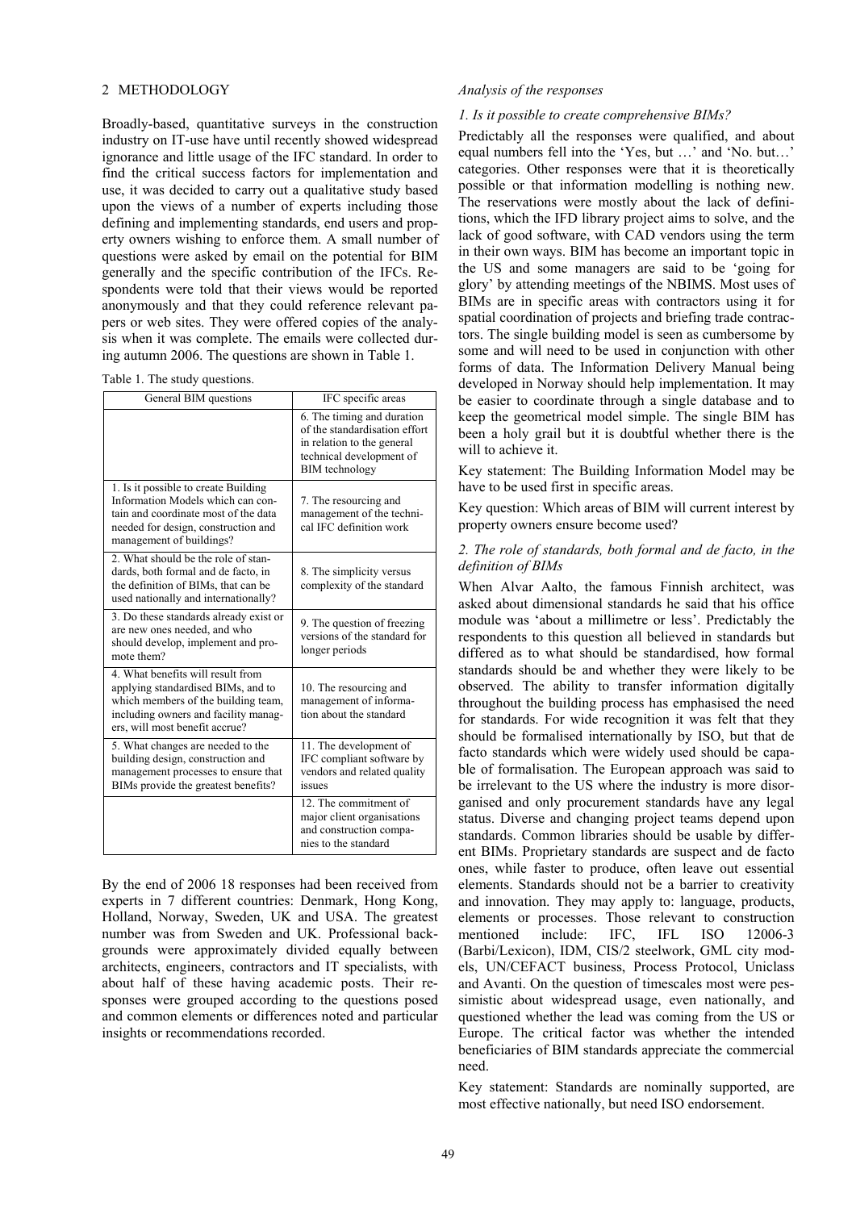## 2 METHODOLOGY

Broadly-based, quantitative surveys in the construction industry on IT-use have until recently showed widespread ignorance and little usage of the IFC standard. In order to find the critical success factors for implementation and use, it was decided to carry out a qualitative study based upon the views of a number of experts including those defining and implementing standards, end users and property owners wishing to enforce them. A small number of questions were asked by email on the potential for BIM generally and the specific contribution of the IFCs. Respondents were told that their views would be reported anonymously and that they could reference relevant papers or web sites. They were offered copies of the analysis when it was complete. The emails were collected during autumn 2006. The questions are shown in Table 1.

Table 1. The study questions.

| General BIM questions | IFC specific areas |
|---|---|
| | 6. The timing and duration of the standardisation effort in relation to the general technical development of BIM technology |
| 1. Is it possible to create Building Information Models which can contain and coordinate most of the data needed for design, construction and management of buildings? | 7. The resourcing and management of the technical IFC definition work |
| 2. What should be the role of standards, both formal and de facto, in the definition of BIMs, that can be used nationally and internationally? | 8. The simplicity versus complexity of the standard |
| 3. Do these standards already exist or are new ones needed, and who should develop, implement and promote them? | 9. The question of freezing versions of the standard for longer periods |
| 4. What benefits will result from applying standardised BIMs, and to which members of the building team, including owners and facility managers, will most benefit accrue? | 10. The resourcing and management of information about the standard |
| 5. What changes are needed to the building design, construction and management processes to ensure that BIMs provide the greatest benefits? | 11. The development of IFC compliant software by vendors and related quality issues |
| | 12. The commitment of major client organisations and construction companies to the standard |

By the end of 2006 18 responses had been received from experts in 7 different countries: Denmark, Hong Kong, Holland, Norway, Sweden, UK and USA. The greatest number was from Sweden and UK. Professional backgrounds were approximately divided equally between architects, engineers, contractors and IT specialists, with about half of these having academic posts. Their responses were grouped according to the questions posed and common elements or differences noted and particular insights or recommendations recorded.

*Analysis of the responses*

*1. Is it possible to create comprehensive BIMs?*

Predictably all the responses were qualified, and about equal numbers fell into the 'Yes, but …' and 'No. but…' categories. Other responses were that it is theoretically possible or that information modelling is nothing new. The reservations were mostly about the lack of definitions, which the IFD library project aims to solve, and the lack of good software, with CAD vendors using the term in their own ways. BIM has become an important topic in the US and some managers are said to be 'going for glory' by attending meetings of the NBIMS. Most uses of BIMs are in specific areas with contractors using it for spatial coordination of projects and briefing trade contractors. The single building model is seen as cumbersome by some and will need to be used in conjunction with other forms of data. The Information Delivery Manual being developed in Norway should help implementation. It may be easier to coordinate through a single database and to keep the geometrical model simple. The single BIM has been a holy grail but it is doubtful whether there is the will to achieve it.

Key statement: The Building Information Model may be have to be used first in specific areas.

Key question: Which areas of BIM will current interest by property owners ensure become used?

*2. The role of standards, both formal and de facto, in the definition of BIMs*

When Alvar Aalto, the famous Finnish architect, was asked about dimensional standards he said that his office module was 'about a millimetre or less'. Predictably the respondents to this question all believed in standards but differed as to what should be standardised, how formal standards should be and whether they were likely to be observed. The ability to transfer information digitally throughout the building process has emphasised the need for standards. For wide recognition it was felt that they should be formalised internationally by ISO, but that de facto standards which were widely used should be capable of formalisation. The European approach was said to be irrelevant to the US where the industry is more disorganised and only procurement standards have any legal status. Diverse and changing project teams depend upon standards. Common libraries should be usable by different BIMs. Proprietary standards are suspect and de facto ones, while faster to produce, often leave out essential elements. Standards should not be a barrier to creativity and innovation. They may apply to: language, products, elements or processes. Those relevant to construction mentioned include: IFC, IFL ISO 12006-3 (Barbi/Lexicon), IDM, CIS/2 steelwork, GML city models, UN/CEFACT business, Process Protocol, Uniclass and Avanti. On the question of timescales most were pessimistic about widespread usage, even nationally, and questioned whether the lead was coming from the US or Europe. The critical factor was whether the intended beneficiaries of BIM standards appreciate the commercial need.

Key statement: Standards are nominally supported, are most effective nationally, but need ISO endorsement.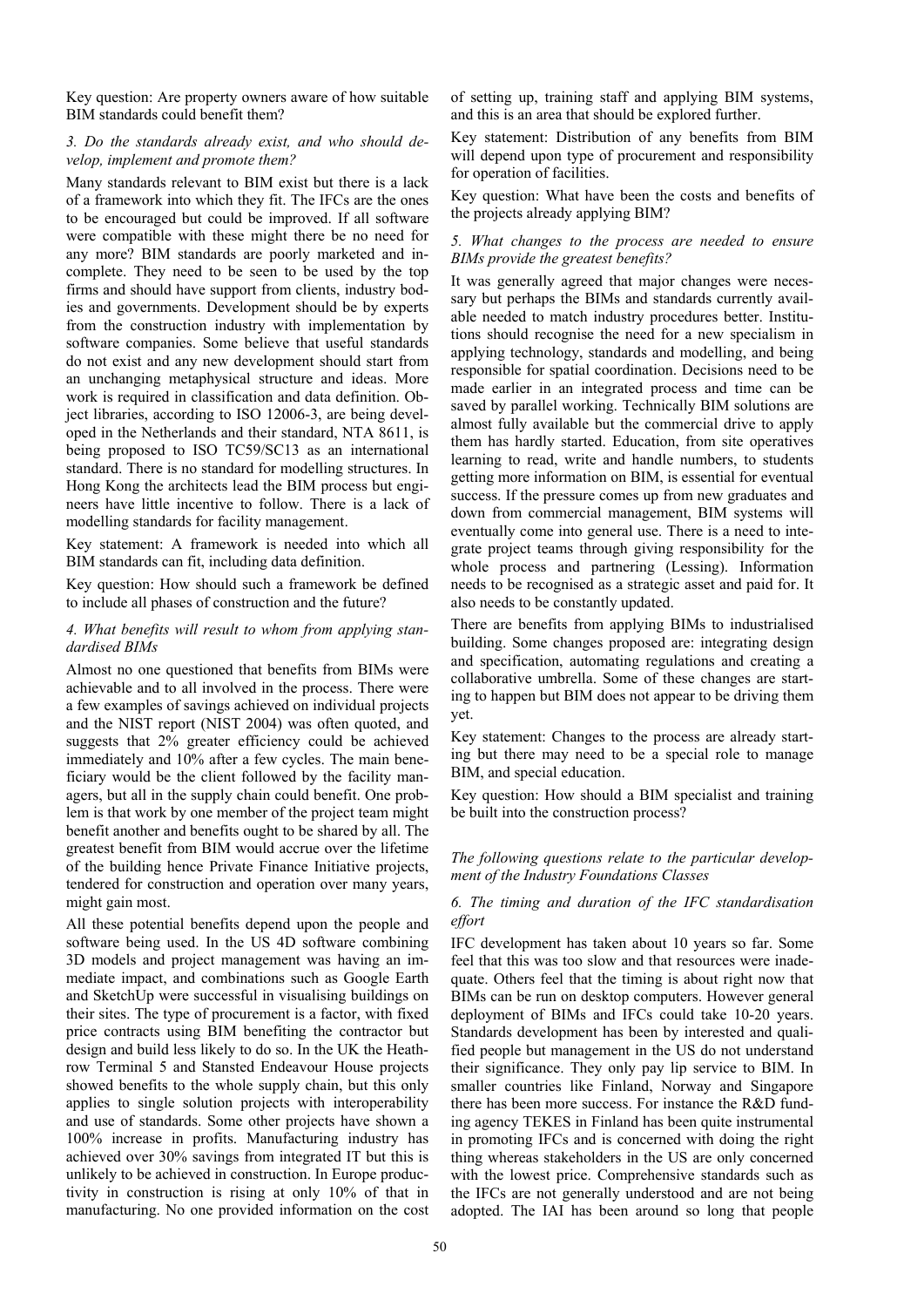Key question: Are property owners aware of how suitable BIM standards could benefit them?

*3. Do the standards already exist, and who should develop, implement and promote them?*

Many standards relevant to BIM exist but there is a lack of a framework into which they fit. The IFCs are the ones to be encouraged but could be improved. If all software were compatible with these might there be no need for any more? BIM standards are poorly marketed and incomplete. They need to be seen to be used by the top firms and should have support from clients, industry bodies and governments. Development should be by experts from the construction industry with implementation by software companies. Some believe that useful standards do not exist and any new development should start from an unchanging metaphysical structure and ideas. More work is required in classification and data definition. Object libraries, according to ISO 12006-3, are being developed in the Netherlands and their standard, NTA 8611, is being proposed to ISO TC59/SC13 as an international standard. There is no standard for modelling structures. In Hong Kong the architects lead the BIM process but engineers have little incentive to follow. There is a lack of modelling standards for facility management.

Key statement: A framework is needed into which all BIM standards can fit, including data definition.

Key question: How should such a framework be defined to include all phases of construction and the future?

*4. What benefits will result to whom from applying standardised BIMs*

Almost no one questioned that benefits from BIMs were achievable and to all involved in the process. There were a few examples of savings achieved on individual projects and the NIST report (NIST 2004) was often quoted, and suggests that 2% greater efficiency could be achieved immediately and 10% after a few cycles. The main beneficiary would be the client followed by the facility managers, but all in the supply chain could benefit. One problem is that work by one member of the project team might benefit another and benefits ought to be shared by all. The greatest benefit from BIM would accrue over the lifetime of the building hence Private Finance Initiative projects, tendered for construction and operation over many years, might gain most.

All these potential benefits depend upon the people and software being used. In the US 4D software combining 3D models and project management was having an immediate impact, and combinations such as Google Earth and SketchUp were successful in visualising buildings on their sites. The type of procurement is a factor, with fixed price contracts using BIM benefiting the contractor but design and build less likely to do so. In the UK the Heathrow Terminal 5 and Stansted Endeavour House projects showed benefits to the whole supply chain, but this only applies to single solution projects with interoperability and use of standards. Some other projects have shown a 100% increase in profits. Manufacturing industry has achieved over 30% savings from integrated IT but this is unlikely to be achieved in construction. In Europe productivity in construction is rising at only 10% of that in manufacturing. No one provided information on the cost of setting up, training staff and applying BIM systems, and this is an area that should be explored further.

Key statement: Distribution of any benefits from BIM will depend upon type of procurement and responsibility for operation of facilities.

Key question: What have been the costs and benefits of the projects already applying BIM?

*5. What changes to the process are needed to ensure BIMs provide the greatest benefits?*

It was generally agreed that major changes were necessary but perhaps the BIMs and standards currently available needed to match industry procedures better. Institutions should recognise the need for a new specialism in applying technology, standards and modelling, and being responsible for spatial coordination. Decisions need to be made earlier in an integrated process and time can be saved by parallel working. Technically BIM solutions are almost fully available but the commercial drive to apply them has hardly started. Education, from site operatives learning to read, write and handle numbers, to students getting more information on BIM, is essential for eventual success. If the pressure comes up from new graduates and down from commercial management, BIM systems will eventually come into general use. There is a need to integrate project teams through giving responsibility for the whole process and partnering (Lessing). Information needs to be recognised as a strategic asset and paid for. It also needs to be constantly updated.

There are benefits from applying BIMs to industrialised building. Some changes proposed are: integrating design and specification, automating regulations and creating a collaborative umbrella. Some of these changes are starting to happen but BIM does not appear to be driving them yet.

Key statement: Changes to the process are already starting but there may need to be a special role to manage BIM, and special education.

Key question: How should a BIM specialist and training be built into the construction process?

*The following questions relate to the particular development of the Industry Foundations Classes*

*6. The timing and duration of the IFC standardisation effort*

IFC development has taken about 10 years so far. Some feel that this was too slow and that resources were inadequate. Others feel that the timing is about right now that BIMs can be run on desktop computers. However general deployment of BIMs and IFCs could take 10-20 years. Standards development has been by interested and qualified people but management in the US do not understand their significance. They only pay lip service to BIM. In smaller countries like Finland, Norway and Singapore there has been more success. For instance the R&D funding agency TEKES in Finland has been quite instrumental in promoting IFCs and is concerned with doing the right thing whereas stakeholders in the US are only concerned with the lowest price. Comprehensive standards such as the IFCs are not generally understood and are not being adopted. The IAI has been around so long that people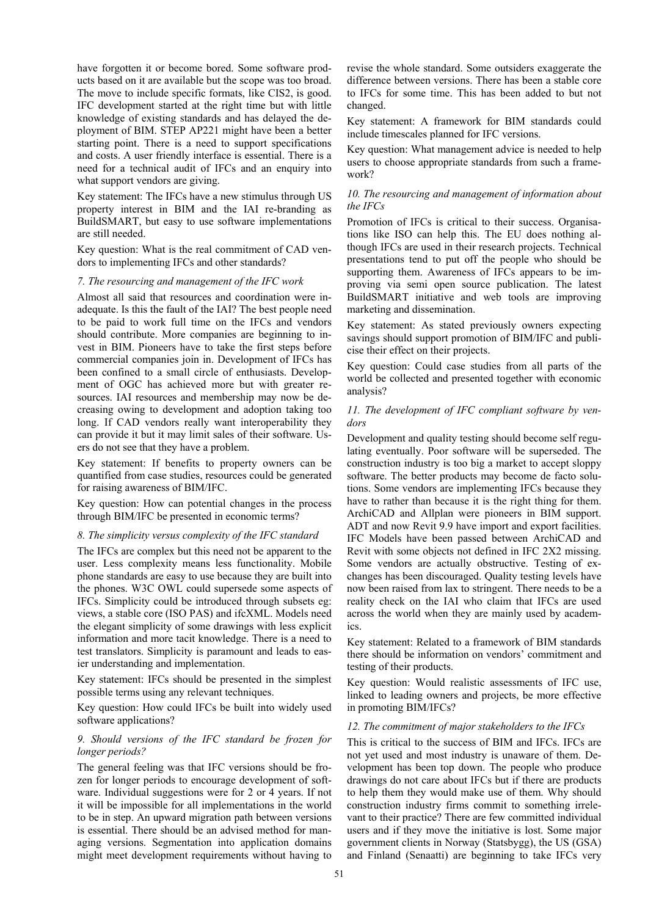have forgotten it or become bored. Some software products based on it are available but the scope was too broad. The move to include specific formats, like CIS2, is good. IFC development started at the right time but with little knowledge of existing standards and has delayed the deployment of BIM. STEP AP221 might have been a better starting point. There is a need to support specifications and costs. A user friendly interface is essential. There is a need for a technical audit of IFCs and an enquiry into what support vendors are giving.

Key statement: The IFCs have a new stimulus through US property interest in BIM and the IAI re-branding as BuildSMART, but easy to use software implementations are still needed.

Key question: What is the real commitment of CAD vendors to implementing IFCs and other standards?

*7. The resourcing and management of the IFC work*

Almost all said that resources and coordination were inadequate. Is this the fault of the IAI? The best people need to be paid to work full time on the IFCs and vendors should contribute. More companies are beginning to invest in BIM. Pioneers have to take the first steps before commercial companies join in. Development of IFCs has been confined to a small circle of enthusiasts. Development of OGC has achieved more but with greater resources. IAI resources and membership may now be decreasing owing to development and adoption taking too long. If CAD vendors really want interoperability they can provide it but it may limit sales of their software. Users do not see that they have a problem.

Key statement: If benefits to property owners can be quantified from case studies, resources could be generated for raising awareness of BIM/IFC.

Key question: How can potential changes in the process through BIM/IFC be presented in economic terms?

*8. The simplicity versus complexity of the IFC standard*

The IFCs are complex but this need not be apparent to the user. Less complexity means less functionality. Mobile phone standards are easy to use because they are built into the phones. W3C OWL could supersede some aspects of IFCs. Simplicity could be introduced through subsets eg: views, a stable core (ISO PAS) and ifcXML. Models need the elegant simplicity of some drawings with less explicit information and more tacit knowledge. There is a need to test translators. Simplicity is paramount and leads to easier understanding and implementation.

Key statement: IFCs should be presented in the simplest possible terms using any relevant techniques.

Key question: How could IFCs be built into widely used software applications?

*9. Should versions of the IFC standard be frozen for longer periods?*

The general feeling was that IFC versions should be frozen for longer periods to encourage development of software. Individual suggestions were for 2 or 4 years. If not it will be impossible for all implementations in the world to be in step. An upward migration path between versions is essential. There should be an advised method for managing versions. Segmentation into application domains might meet development requirements without having to revise the whole standard. Some outsiders exaggerate the difference between versions. There has been a stable core to IFCs for some time. This has been added to but not changed.

Key statement: A framework for BIM standards could include timescales planned for IFC versions.

Key question: What management advice is needed to help users to choose appropriate standards from such a framework?

*10. The resourcing and management of information about the IFCs*

Promotion of IFCs is critical to their success. Organisations like ISO can help this. The EU does nothing although IFCs are used in their research projects. Technical presentations tend to put off the people who should be supporting them. Awareness of IFCs appears to be improving via semi open source publication. The latest BuildSMART initiative and web tools are improving marketing and dissemination.

Key statement: As stated previously owners expecting savings should support promotion of BIM/IFC and publicise their effect on their projects.

Key question: Could case studies from all parts of the world be collected and presented together with economic analysis?

*11. The development of IFC compliant software by vendors*

Development and quality testing should become self regulating eventually. Poor software will be superseded. The construction industry is too big a market to accept sloppy software. The better products may become de facto solutions. Some vendors are implementing IFCs because they have to rather than because it is the right thing for them. ArchiCAD and Allplan were pioneers in BIM support. ADT and now Revit 9.9 have import and export facilities. IFC Models have been passed between ArchiCAD and Revit with some objects not defined in IFC 2X2 missing. Some vendors are actually obstructive. Testing of exchanges has been discouraged. Quality testing levels have now been raised from lax to stringent. There needs to be a reality check on the IAI who claim that IFCs are used across the world when they are mainly used by academics.

Key statement: Related to a framework of BIM standards there should be information on vendors' commitment and testing of their products.

Key question: Would realistic assessments of IFC use, linked to leading owners and projects, be more effective in promoting BIM/IFCs?

*12. The commitment of major stakeholders to the IFCs*

This is critical to the success of BIM and IFCs. IFCs are not yet used and most industry is unaware of them. Development has been top down. The people who produce drawings do not care about IFCs but if there are products to help them they would make use of them. Why should construction industry firms commit to something irrelevant to their practice? There are few committed individual users and if they move the initiative is lost. Some major government clients in Norway (Statsbygg), the US (GSA) and Finland (Senaatti) are beginning to take IFCs very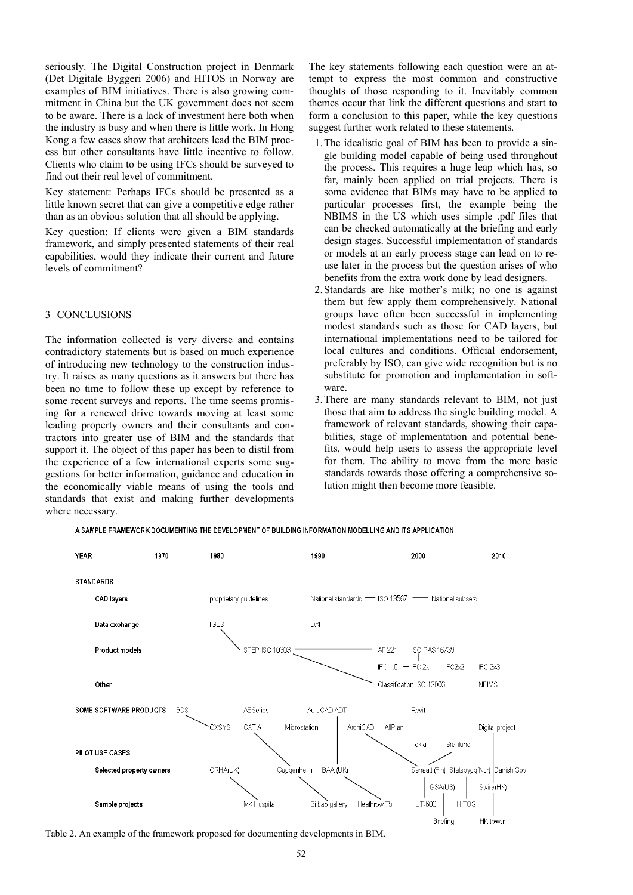seriously. The Digital Construction project in Denmark (Det Digitale Byggeri 2006) and HITOS in Norway are examples of BIM initiatives. There is also growing commitment in China but the UK government does not seem to be aware. There is a lack of investment here both when the industry is busy and when there is little work. In Hong Kong a few cases show that architects lead the BIM process but other consultants have little incentive to follow. Clients who claim to be using IFCs should be surveyed to find out their real level of commitment.

Key statement: Perhaps IFCs should be presented as a little known secret that can give a competitive edge rather than as an obvious solution that all should be applying.

Key question: If clients were given a BIM standards framework, and simply presented statements of their real capabilities, would they indicate their current and future levels of commitment?

## 3 CONCLUSIONS

The information collected is very diverse and contains contradictory statements but is based on much experience of introducing new technology to the construction industry. It raises as many questions as it answers but there has been no time to follow these up except by reference to some recent surveys and reports. The time seems promising for a renewed drive towards moving at least some leading property owners and their consultants and contractors into greater use of BIM and the standards that support it. The object of this paper has been to distil from the experience of a few international experts some suggestions for better information, guidance and education in the economically viable means of using the tools and standards that exist and making further developments where necessary.

The key statements following each question were an attempt to express the most common and constructive thoughts of those responding to it. Inevitably common themes occur that link the different questions and start to form a conclusion to this paper, while the key questions suggest further work related to these statements.

1. The idealistic goal of BIM has been to provide a single building model capable of being used throughout the process. This requires a huge leap which has, so far, mainly been applied on trial projects. There is some evidence that BIMs may have to be applied to particular processes first, the example being the NBIMS in the US which uses simple .pdf files that can be checked automatically at the briefing and early design stages. Successful implementation of standards or models at an early process stage can lead on to reuse later in the process but the question arises of who benefits from the extra work done by lead designers.
2. Standards are like mother's milk; no one is against them but few apply them comprehensively. National groups have often been successful in implementing modest standards such as those for CAD layers, but international implementations need to be tailored for local cultures and conditions. Official endorsement, preferably by ISO, can give wide recognition but is no substitute for promotion and implementation in software.
3. There are many standards relevant to BIM, not just those that aim to address the single building model. A framework of relevant standards, showing their capabilities, stage of implementation and potential benefits, would help users to assess the appropriate level for them. The ability to move from the more basic standards towards those offering a comprehensive solution might then become more feasible.

A SAMPLE FRAMEWORK DOCUMENTING THE DEVELOPMENT OF BUILDING INFORMATION MODELLING AND ITS APPLICATION

| YEAR | 1970 | 1980 | 1990 | 2000 | 2010 |
|---|---|---|---|---|---|
| **STANDARDS** | | | | | |
| CAD layers | | proprietary guidelines | National standards — ISO 13567 | — National subsets | |
| Data exchange | | IGES | DXF | | |
| Product models | | STEP ISO 10303 | | AP 221, ISO PAS 16739; IFC 1.0 — IFC 2x — IFC2x2 — IFC 2x3 | |
| Other | | | | Classification ISO 12006 | NBIMS |
| **SOME SOFTWARE PRODUCTS** | BDS | OXSYS, AESeries, CATIA | Microstation, AutoCAD ADT | ArchiCAD, AllPlan, Revit, Tekla, Granlund | Digital project |
| **PILOT USE CASES** | | | | | |
| Selected property owners | | ORHA(UK) | Guggenheim, BAA (UK) | Senaatti(Fin), Statsbygg(Nor), GSA(US) | Danish Govt, Swire(HK) |
| Sample projects | | MK Hospital | Bilbao gallery, Heathrow T5 | HUT-600, HITOS, Briefing | HK tower |

Table 2. An example of the framework proposed for documenting developments in BIM.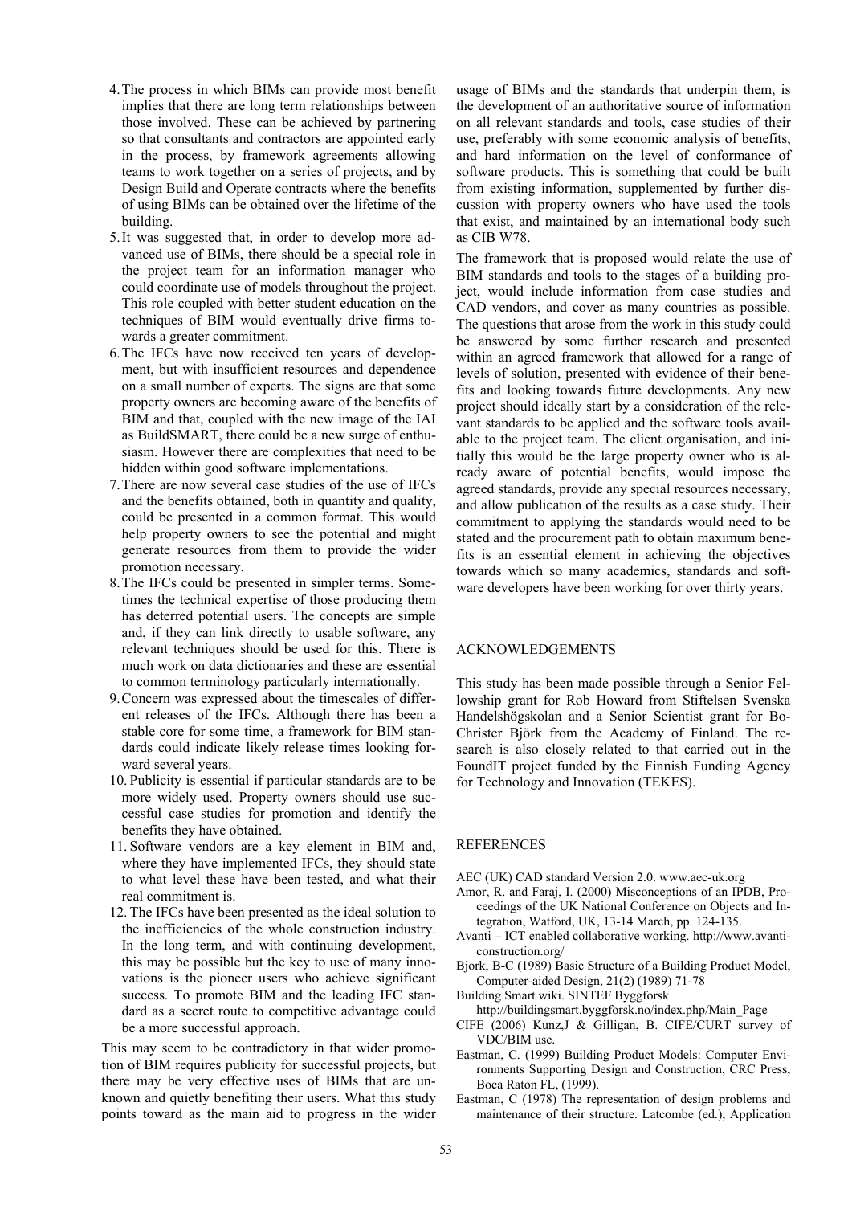4. The process in which BIMs can provide most benefit implies that there are long term relationships between those involved. These can be achieved by partnering so that consultants and contractors are appointed early in the process, by framework agreements allowing teams to work together on a series of projects, and by Design Build and Operate contracts where the benefits of using BIMs can be obtained over the lifetime of the building.
5. It was suggested that, in order to develop more advanced use of BIMs, there should be a special role in the project team for an information manager who could coordinate use of models throughout the project. This role coupled with better student education on the techniques of BIM would eventually drive firms towards a greater commitment.
6. The IFCs have now received ten years of development, but with insufficient resources and dependence on a small number of experts. The signs are that some property owners are becoming aware of the benefits of BIM and that, coupled with the new image of the IAI as BuildSMART, there could be a new surge of enthusiasm. However there are complexities that need to be hidden within good software implementations.
7. There are now several case studies of the use of IFCs and the benefits obtained, both in quantity and quality, could be presented in a common format. This would help property owners to see the potential and might generate resources from them to provide the wider promotion necessary.
8. The IFCs could be presented in simpler terms. Sometimes the technical expertise of those producing them has deterred potential users. The concepts are simple and, if they can link directly to usable software, any relevant techniques should be used for this. There is much work on data dictionaries and these are essential to common terminology particularly internationally.
9. Concern was expressed about the timescales of different releases of the IFCs. Although there has been a stable core for some time, a framework for BIM standards could indicate likely release times looking forward several years.
10. Publicity is essential if particular standards are to be more widely used. Property owners should use successful case studies for promotion and identify the benefits they have obtained.
11. Software vendors are a key element in BIM and, where they have implemented IFCs, they should state to what level these have been tested, and what their real commitment is.
12. The IFCs have been presented as the ideal solution to the inefficiencies of the whole construction industry. In the long term, and with continuing development, this may be possible but the key to use of many innovations is the pioneer users who achieve significant success. To promote BIM and the leading IFC standard as a secret route to competitive advantage could be a more successful approach.

This may seem to be contradictory in that wider promotion of BIM requires publicity for successful projects, but there may be very effective uses of BIMs that are unknown and quietly benefiting their users. What this study points toward as the main aid to progress in the wider usage of BIMs and the standards that underpin them, is the development of an authoritative source of information on all relevant standards and tools, case studies of their use, preferably with some economic analysis of benefits, and hard information on the level of conformance of software products. This is something that could be built from existing information, supplemented by further discussion with property owners who have used the tools that exist, and maintained by an international body such as CIB W78.

The framework that is proposed would relate the use of BIM standards and tools to the stages of a building project, would include information from case studies and CAD vendors, and cover as many countries as possible. The questions that arose from the work in this study could be answered by some further research and presented within an agreed framework that allowed for a range of levels of solution, presented with evidence of their benefits and looking towards future developments. Any new project should ideally start by a consideration of the relevant standards to be applied and the software tools available to the project team. The client organisation, and initially this would be the large property owner who is already aware of potential benefits, would impose the agreed standards, provide any special resources necessary, and allow publication of the results as a case study. Their commitment to applying the standards would need to be stated and the procurement path to obtain maximum benefits is an essential element in achieving the objectives towards which so many academics, standards and software developers have been working for over thirty years.

## ACKNOWLEDGEMENTS

This study has been made possible through a Senior Fellowship grant for Rob Howard from Stiftelsen Svenska Handelshögskolan and a Senior Scientist grant for Bo-Christer Björk from the Academy of Finland. The research is also closely related to that carried out in the FoundIT project funded by the Finnish Funding Agency for Technology and Innovation (TEKES).

## REFERENCES

AEC (UK) CAD standard Version 2.0. www.aec-uk.org

Amor, R. and Faraj, I. (2000) Misconceptions of an IPDB, Proceedings of the UK National Conference on Objects and Integration, Watford, UK, 13-14 March, pp. 124-135.

Avanti – ICT enabled collaborative working. http://www.avanti-construction.org/

Bjork, B-C (1989) Basic Structure of a Building Product Model, Computer-aided Design, 21(2) (1989) 71-78

Building Smart wiki. SINTEF Byggforsk http://buildingsmart.byggforsk.no/index.php/Main_Page

CIFE (2006) Kunz,J & Gilligan, B. CIFE/CURT survey of VDC/BIM use.

Eastman, C. (1999) Building Product Models: Computer Environments Supporting Design and Construction, CRC Press, Boca Raton FL, (1999).

Eastman, C (1978) The representation of design problems and maintenance of their structure. Latcombe (ed.), Application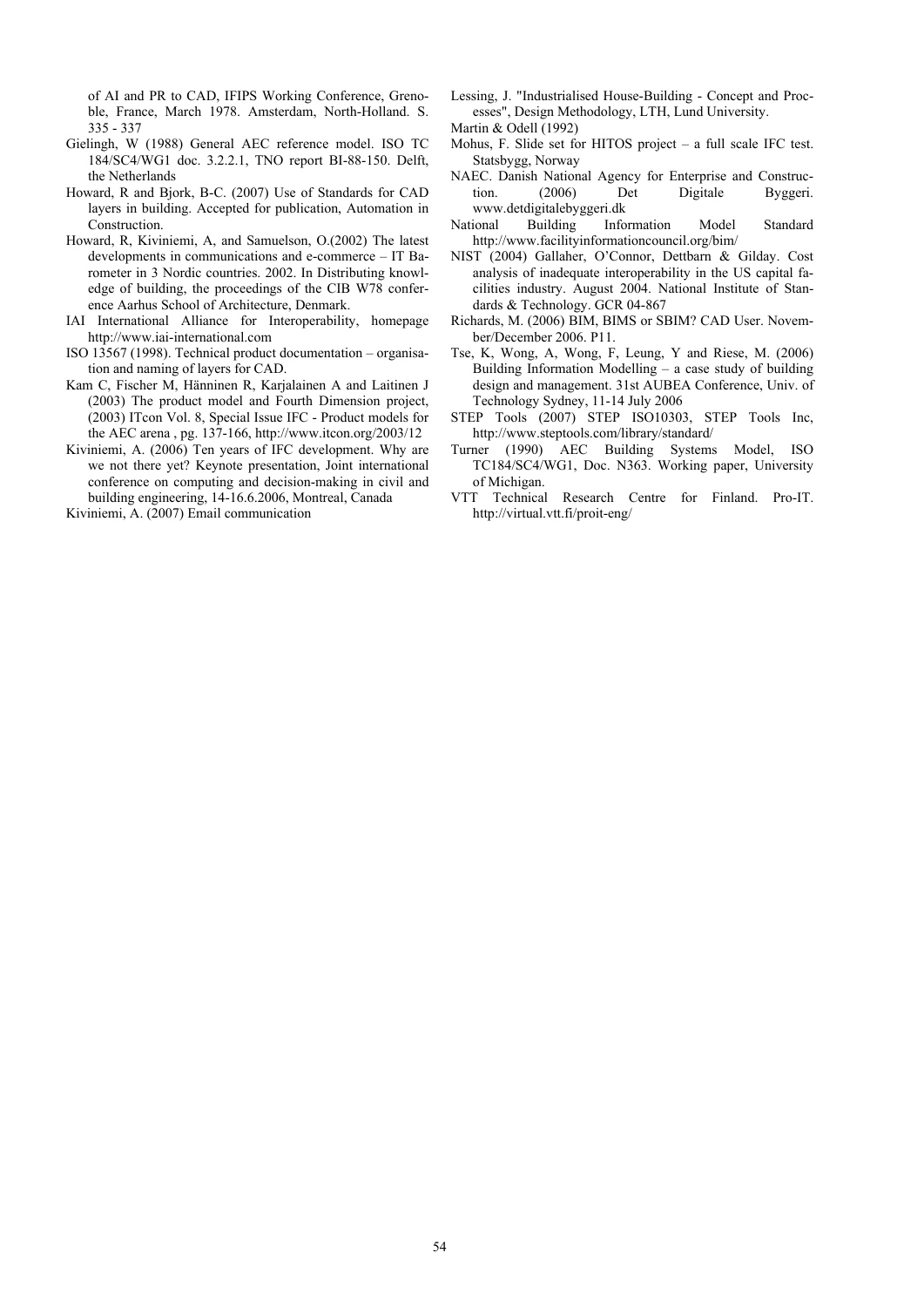of AI and PR to CAD, IFIPS Working Conference, Grenoble, France, March 1978. Amsterdam, North-Holland. S. 335 - 337

Gielingh, W (1988) General AEC reference model. ISO TC 184/SC4/WG1 doc. 3.2.2.1, TNO report BI-88-150. Delft, the Netherlands

Howard, R and Bjork, B-C. (2007) Use of Standards for CAD layers in building. Accepted for publication, Automation in Construction.

Howard, R, Kiviniemi, A, and Samuelson, O.(2002) The latest developments in communications and e-commerce – IT Barometer in 3 Nordic countries. 2002. In Distributing knowledge of building, the proceedings of the CIB W78 conference Aarhus School of Architecture, Denmark.

IAI International Alliance for Interoperability, homepage http://www.iai-international.com

ISO 13567 (1998). Technical product documentation – organisation and naming of layers for CAD.

Kam C, Fischer M, Hänninen R, Karjalainen A and Laitinen J (2003) The product model and Fourth Dimension project, (2003) ITcon Vol. 8, Special Issue IFC - Product models for the AEC arena , pg. 137-166, http://www.itcon.org/2003/12

Kiviniemi, A. (2006) Ten years of IFC development. Why are we not there yet? Keynote presentation, Joint international conference on computing and decision-making in civil and building engineering, 14-16.6.2006, Montreal, Canada

Kiviniemi, A. (2007) Email communication

Lessing, J. "Industrialised House-Building - Concept and Processes", Design Methodology, LTH, Lund University.

Martin & Odell (1992)

Mohus, F. Slide set for HITOS project – a full scale IFC test. Statsbygg, Norway

NAEC. Danish National Agency for Enterprise and Construction. (2006) Det Digitale Byggeri. www.detdigitalebyggeri.dk

National Building Information Model Standard http://www.facilityinformationcouncil.org/bim/

NIST (2004) Gallaher, O'Connor, Dettbarn & Gilday. Cost analysis of inadequate interoperability in the US capital facilities industry. August 2004. National Institute of Standards & Technology. GCR 04-867

Richards, M. (2006) BIM, BIMS or SBIM? CAD User. November/December 2006. P11.

Tse, K, Wong, A, Wong, F, Leung, Y and Riese, M. (2006) Building Information Modelling – a case study of building design and management. 31st AUBEA Conference, Univ. of Technology Sydney, 11-14 July 2006

STEP Tools (2007) STEP ISO10303, STEP Tools Inc, http://www.steptools.com/library/standard/

Turner (1990) AEC Building Systems Model, ISO TC184/SC4/WG1, Doc. N363. Working paper, University of Michigan.

VTT Technical Research Centre for Finland. Pro-IT. http://virtual.vtt.fi/proit-eng/